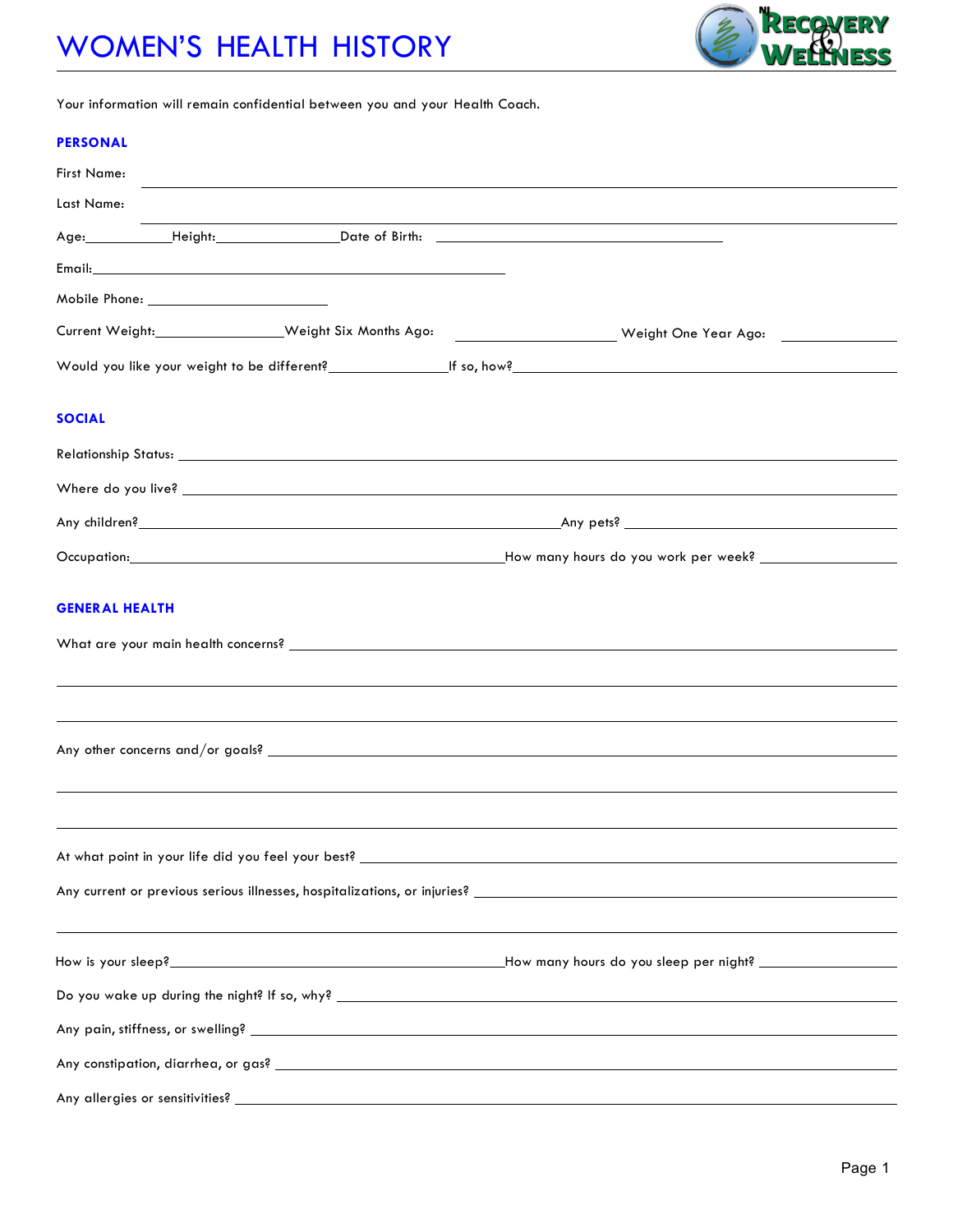# WOMEN'S HEALTH HISTORY

Your information will remain confidential between you and your Health Coach.

## PERSONAL

First Name: ______________________________

Last Name: ______________________________

Age: __________ Height: ______________ Date of Birth: ______________________________

Email: ______________________________

Mobile Phone: ____________________

Current Weight: ______________ Weight Six Months Ago: ______________ Weight One Year Ago: ______________

Would you like your weight to be different? ______________ If so, how? ______________________________

## SOCIAL

Relationship Status: ______________________________

Where do you live? ______________________________

Any children? ______________________________ Any pets? ______________________________

Occupation: ______________________________ How many hours do you work per week? ______________

## GENERAL HEALTH

What are your main health concerns? ______________________________

______________________________

______________________________

Any other concerns and/or goals? ______________________________

______________________________

______________________________

At what point in your life did you feel your best? ______________________________

Any current or previous serious illnesses, hospitalizations, or injuries? ______________________________

______________________________

How is your sleep? ______________________________ How many hours do you sleep per night? ______________

Do you wake up during the night? If so, why? ______________________________

Any pain, stiffness, or swelling? ______________________________

Any constipation, diarrhea, or gas? ______________________________

Any allergies or sensitivities? ______________________________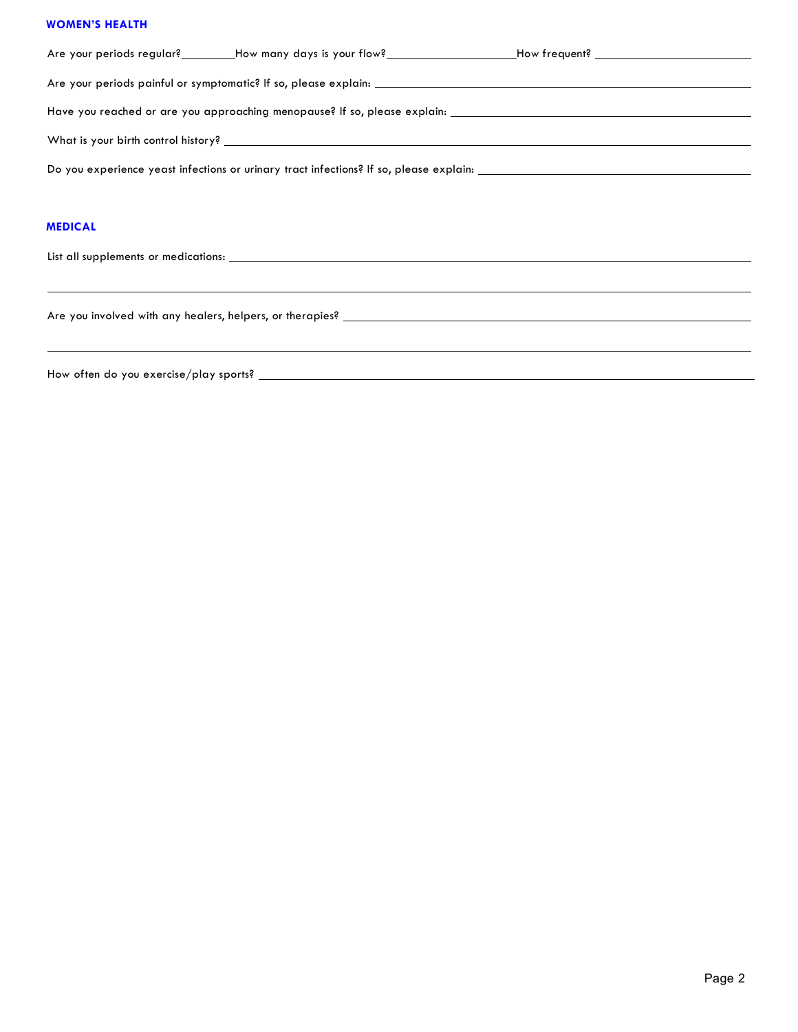## WOMEN'S HEALTH

Are your periods regular? ________ How many days is your flow? ____________________ How frequent? ____________________

Are your periods painful or symptomatic? If so, please explain: ____________________________________________

Have you reached or are you approaching menopause? If so, please explain: ____________________________________

What is your birth control history? ____________________________________________

Do you experience yeast infections or urinary tract infections? If so, please explain: ____________________________

## MEDICAL

List all supplements or medications: ____________________________________________

____________________________________________________________

Are you involved with any healers, helpers, or therapies? ____________________________________________

____________________________________________________________

How often do you exercise/play sports? ____________________________________________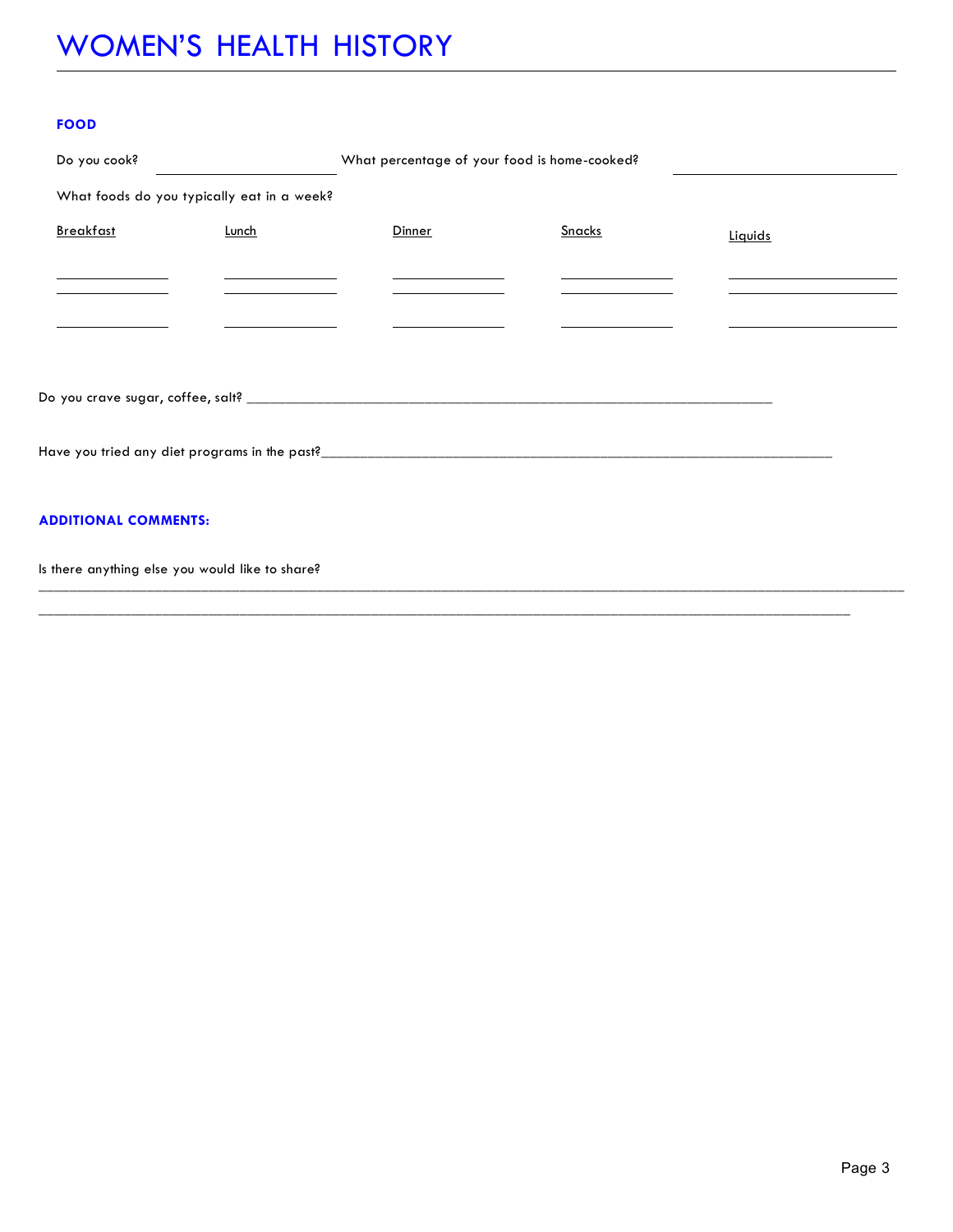# WOMEN'S HEALTH HISTORY

## FOOD

Do you cook? ____________________ What percentage of your food is home-cooked? ____________________

What foods do you typically eat in a week?

| Breakfast | Lunch | Dinner | Snacks | Liquids |
|---|---|---|---|---|
| | | | | |
| | | | | |
| | | | | |

Do you crave sugar, coffee, salt? ___________________________________________________________________

Have you tried any diet programs in the past?___________________________________________________________________

## ADDITIONAL COMMENTS:

Is there anything else you would like to share?

___________________________________________________________________________________________________

___________________________________________________________________________________________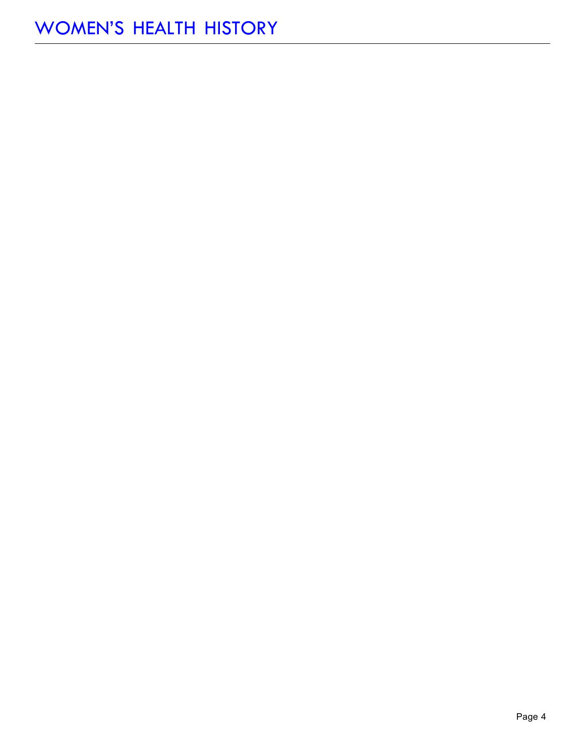# WOMEN'S HEALTH HISTORY